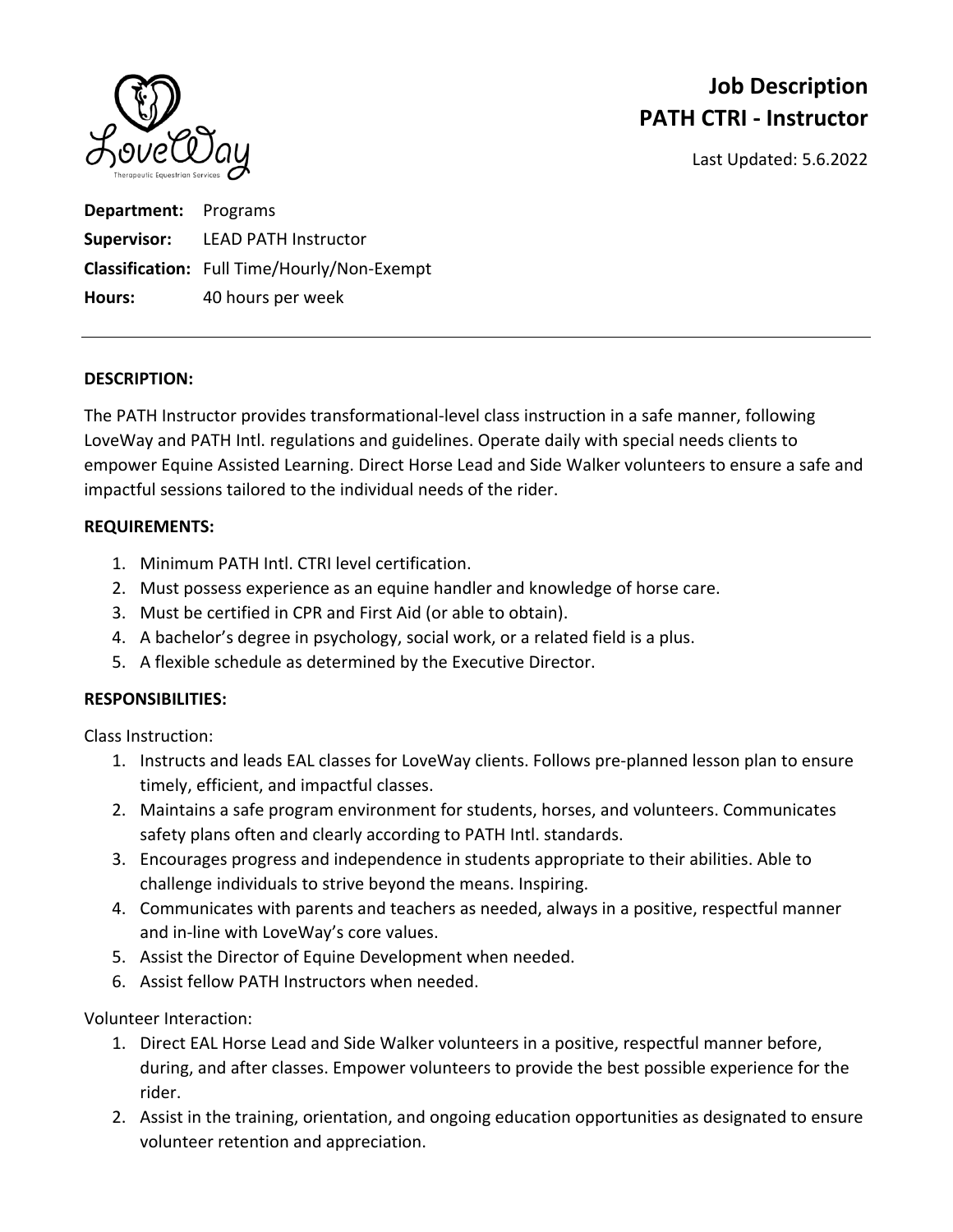# Job Description
# PATH CTRI - Instructor

Last Updated: 5.6.2022

**Department:** Programs
**Supervisor:** LEAD PATH Instructor
**Classification:** Full Time/Hourly/Non-Exempt
**Hours:** 40 hours per week

---

**DESCRIPTION:**

The PATH Instructor provides transformational-level class instruction in a safe manner, following LoveWay and PATH Intl. regulations and guidelines. Operate daily with special needs clients to empower Equine Assisted Learning. Direct Horse Lead and Side Walker volunteers to ensure a safe and impactful sessions tailored to the individual needs of the rider.

**REQUIREMENTS:**

1. Minimum PATH Intl. CTRI level certification.
2. Must possess experience as an equine handler and knowledge of horse care.
3. Must be certified in CPR and First Aid (or able to obtain).
4. A bachelor's degree in psychology, social work, or a related field is a plus.
5. A flexible schedule as determined by the Executive Director.

**RESPONSIBILITIES:**

Class Instruction:

1. Instructs and leads EAL classes for LoveWay clients. Follows pre-planned lesson plan to ensure timely, efficient, and impactful classes.
2. Maintains a safe program environment for students, horses, and volunteers. Communicates safety plans often and clearly according to PATH Intl. standards.
3. Encourages progress and independence in students appropriate to their abilities. Able to challenge individuals to strive beyond the means. Inspiring.
4. Communicates with parents and teachers as needed, always in a positive, respectful manner and in-line with LoveWay's core values.
5. Assist the Director of Equine Development when needed.
6. Assist fellow PATH Instructors when needed.

Volunteer Interaction:

1. Direct EAL Horse Lead and Side Walker volunteers in a positive, respectful manner before, during, and after classes. Empower volunteers to provide the best possible experience for the rider.
2. Assist in the training, orientation, and ongoing education opportunities as designated to ensure volunteer retention and appreciation.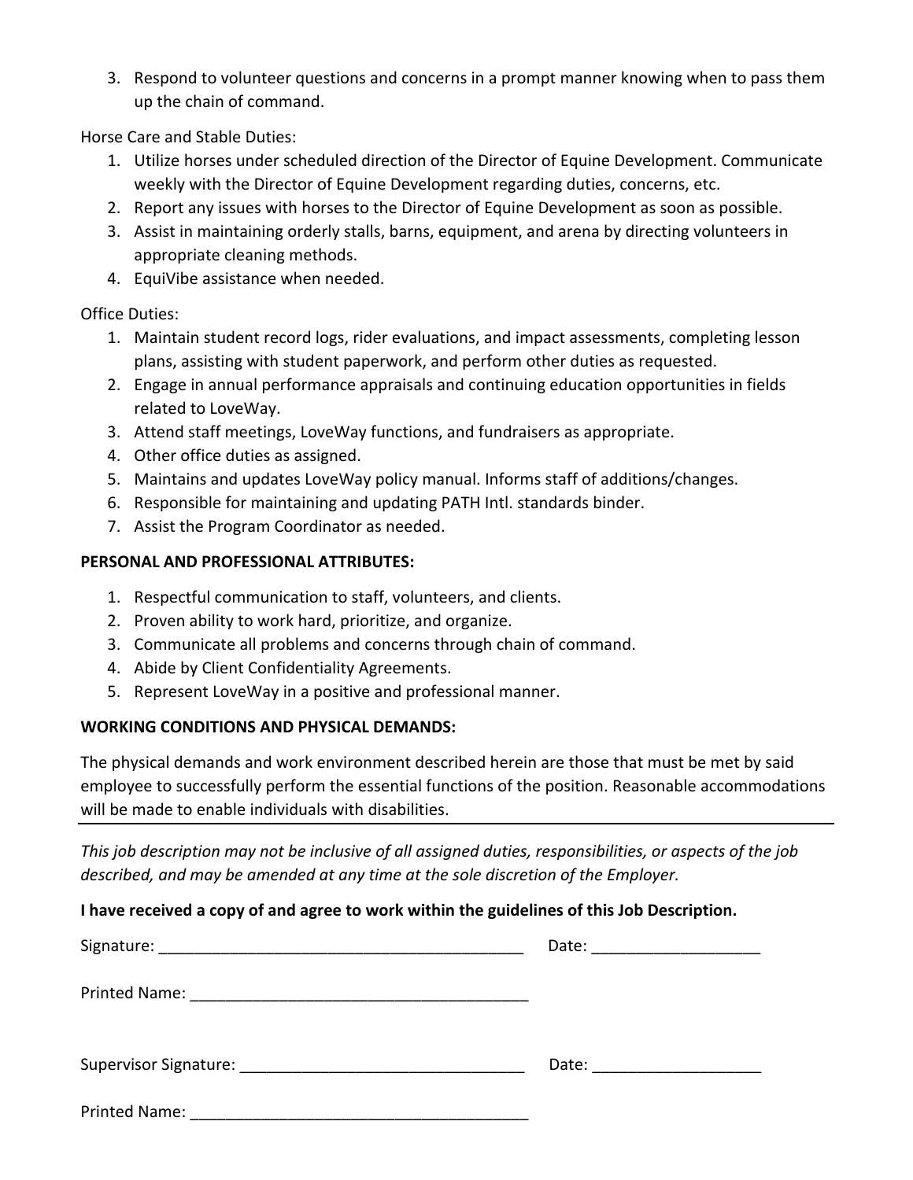3. Respond to volunteer questions and concerns in a prompt manner knowing when to pass them up the chain of command.

Horse Care and Stable Duties:

1. Utilize horses under scheduled direction of the Director of Equine Development. Communicate weekly with the Director of Equine Development regarding duties, concerns, etc.
2. Report any issues with horses to the Director of Equine Development as soon as possible.
3. Assist in maintaining orderly stalls, barns, equipment, and arena by directing volunteers in appropriate cleaning methods.
4. EquiVibe assistance when needed.

Office Duties:

1. Maintain student record logs, rider evaluations, and impact assessments, completing lesson plans, assisting with student paperwork, and perform other duties as requested.
2. Engage in annual performance appraisals and continuing education opportunities in fields related to LoveWay.
3. Attend staff meetings, LoveWay functions, and fundraisers as appropriate.
4. Other office duties as assigned.
5. Maintains and updates LoveWay policy manual. Informs staff of additions/changes.
6. Responsible for maintaining and updating PATH Intl. standards binder.
7. Assist the Program Coordinator as needed.

**PERSONAL AND PROFESSIONAL ATTRIBUTES:**

1. Respectful communication to staff, volunteers, and clients.
2. Proven ability to work hard, prioritize, and organize.
3. Communicate all problems and concerns through chain of command.
4. Abide by Client Confidentiality Agreements.
5. Represent LoveWay in a positive and professional manner.

**WORKING CONDITIONS AND PHYSICAL DEMANDS:**

The physical demands and work environment described herein are those that must be met by said employee to successfully perform the essential functions of the position. Reasonable accommodations will be made to enable individuals with disabilities.

---

*This job description may not be inclusive of all assigned duties, responsibilities, or aspects of the job described, and may be amended at any time at the sole discretion of the Employer.*

**I have received a copy of and agree to work within the guidelines of this Job Description.**

Signature: __________________________________________ Date: ___________________

Printed Name: _______________________________________

Supervisor Signature: _________________________________ Date: ___________________

Printed Name: _______________________________________